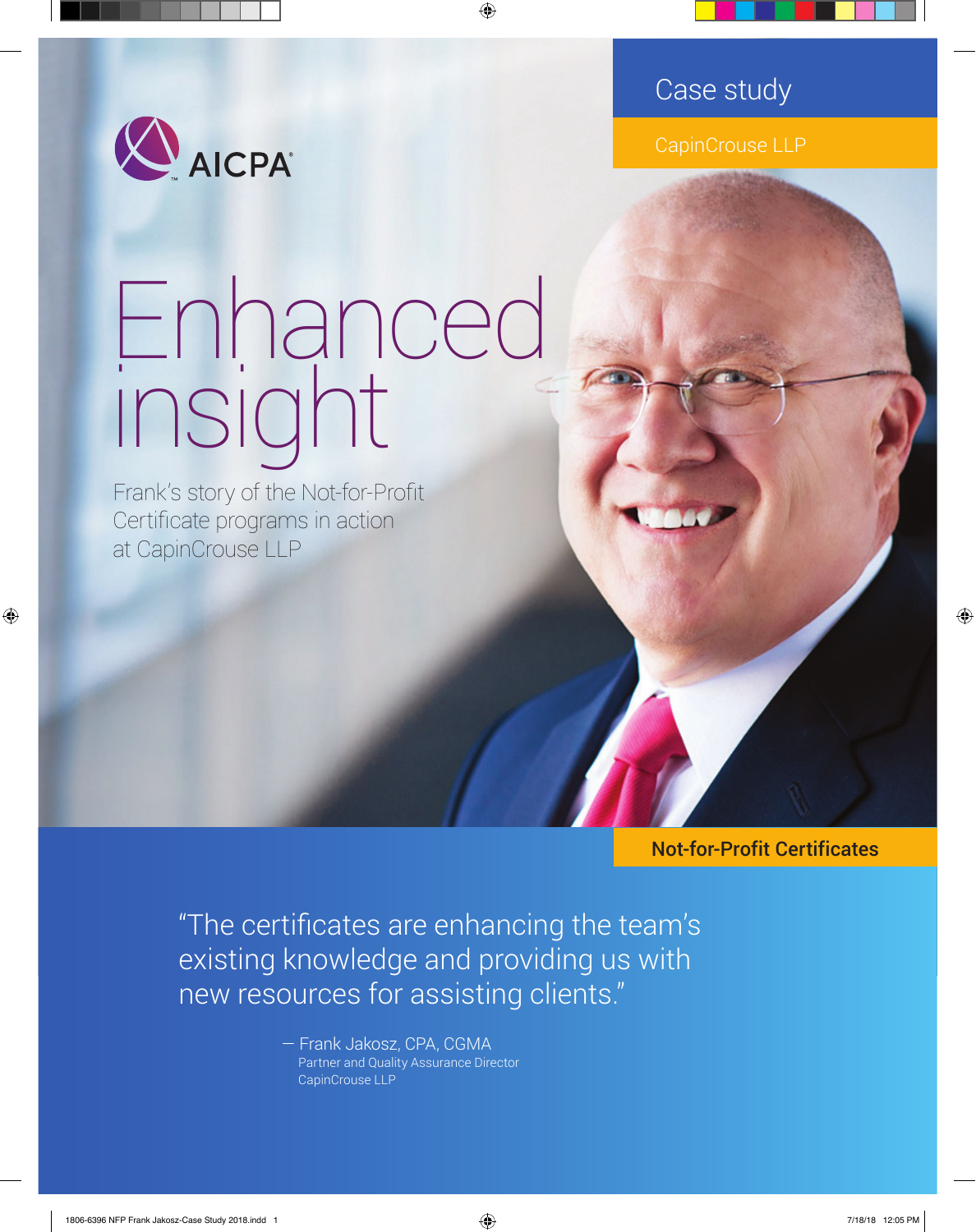Case study

CapinCrouse LLP

AICPA

# Enhanced insight

Frank's story of the Not-for-Profit Certificate programs in action at CapinCrouse LLP

**Not-for-Profit Certificates**

"The certificates are enhancing the team's existing knowledge and providing us with new resources for assisting clients."

— Frank Jakosz, CPA, CGMA
Partner and Quality Assurance Director
CapinCrouse LLP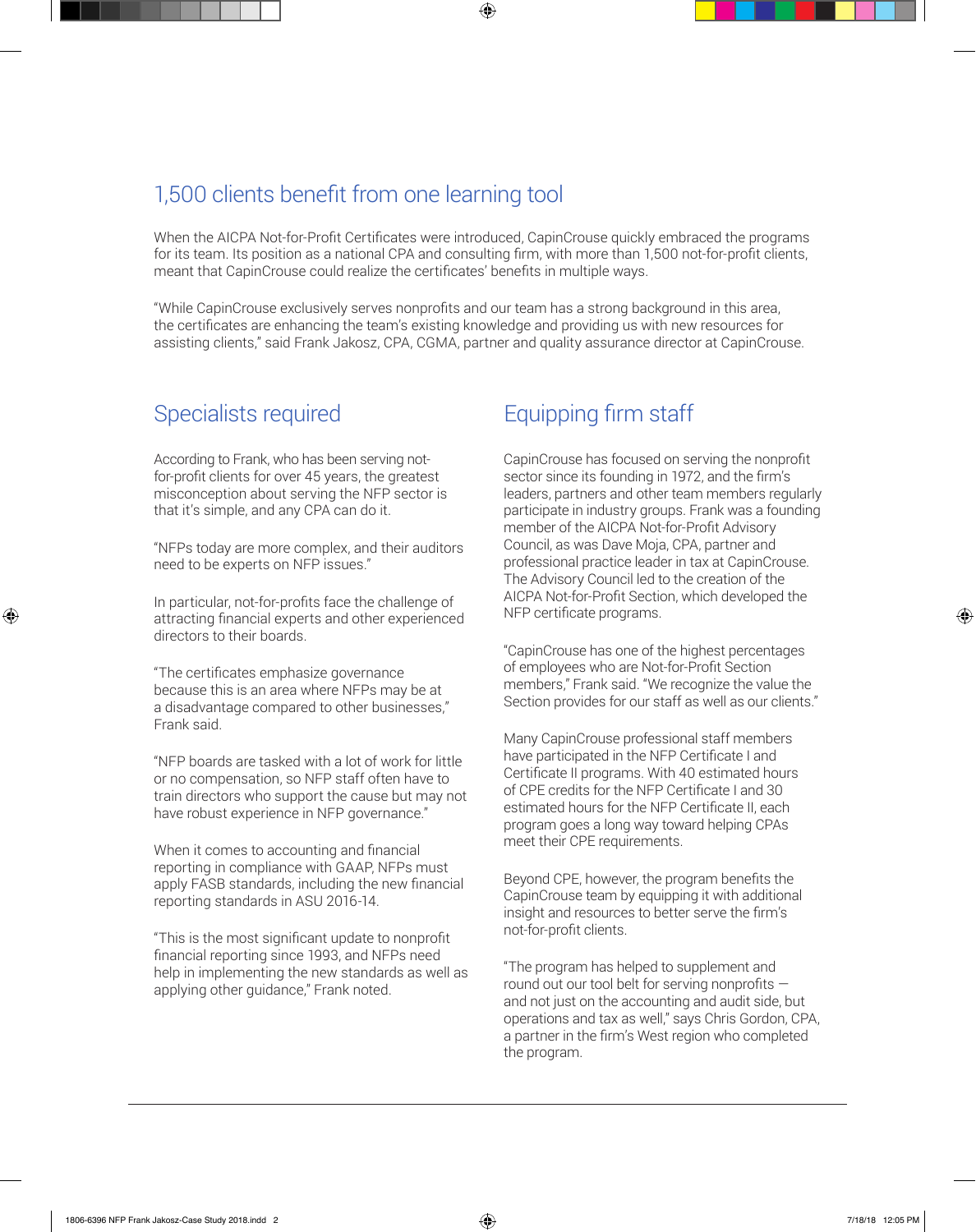## 1,500 clients benefit from one learning tool

When the AICPA Not-for-Profit Certificates were introduced, CapinCrouse quickly embraced the programs for its team. Its position as a national CPA and consulting firm, with more than 1,500 not-for-profit clients, meant that CapinCrouse could realize the certificates' benefits in multiple ways.

"While CapinCrouse exclusively serves nonprofits and our team has a strong background in this area, the certificates are enhancing the team's existing knowledge and providing us with new resources for assisting clients," said Frank Jakosz, CPA, CGMA, partner and quality assurance director at CapinCrouse.

## Specialists required

According to Frank, who has been serving not-for-profit clients for over 45 years, the greatest misconception about serving the NFP sector is that it's simple, and any CPA can do it.

"NFPs today are more complex, and their auditors need to be experts on NFP issues."

In particular, not-for-profits face the challenge of attracting financial experts and other experienced directors to their boards.

"The certificates emphasize governance because this is an area where NFPs may be at a disadvantage compared to other businesses," Frank said.

"NFP boards are tasked with a lot of work for little or no compensation, so NFP staff often have to train directors who support the cause but may not have robust experience in NFP governance."

When it comes to accounting and financial reporting in compliance with GAAP, NFPs must apply FASB standards, including the new financial reporting standards in ASU 2016-14.

"This is the most significant update to nonprofit financial reporting since 1993, and NFPs need help in implementing the new standards as well as applying other guidance," Frank noted.

## Equipping firm staff

CapinCrouse has focused on serving the nonprofit sector since its founding in 1972, and the firm's leaders, partners and other team members regularly participate in industry groups. Frank was a founding member of the AICPA Not-for-Profit Advisory Council, as was Dave Moja, CPA, partner and professional practice leader in tax at CapinCrouse. The Advisory Council led to the creation of the AICPA Not-for-Profit Section, which developed the NFP certificate programs.

"CapinCrouse has one of the highest percentages of employees who are Not-for-Profit Section members," Frank said. "We recognize the value the Section provides for our staff as well as our clients."

Many CapinCrouse professional staff members have participated in the NFP Certificate I and Certificate II programs. With 40 estimated hours of CPE credits for the NFP Certificate I and 30 estimated hours for the NFP Certificate II, each program goes a long way toward helping CPAs meet their CPE requirements.

Beyond CPE, however, the program benefits the CapinCrouse team by equipping it with additional insight and resources to better serve the firm's not-for-profit clients.

"The program has helped to supplement and round out our tool belt for serving nonprofits — and not just on the accounting and audit side, but operations and tax as well," says Chris Gordon, CPA, a partner in the firm's West region who completed the program.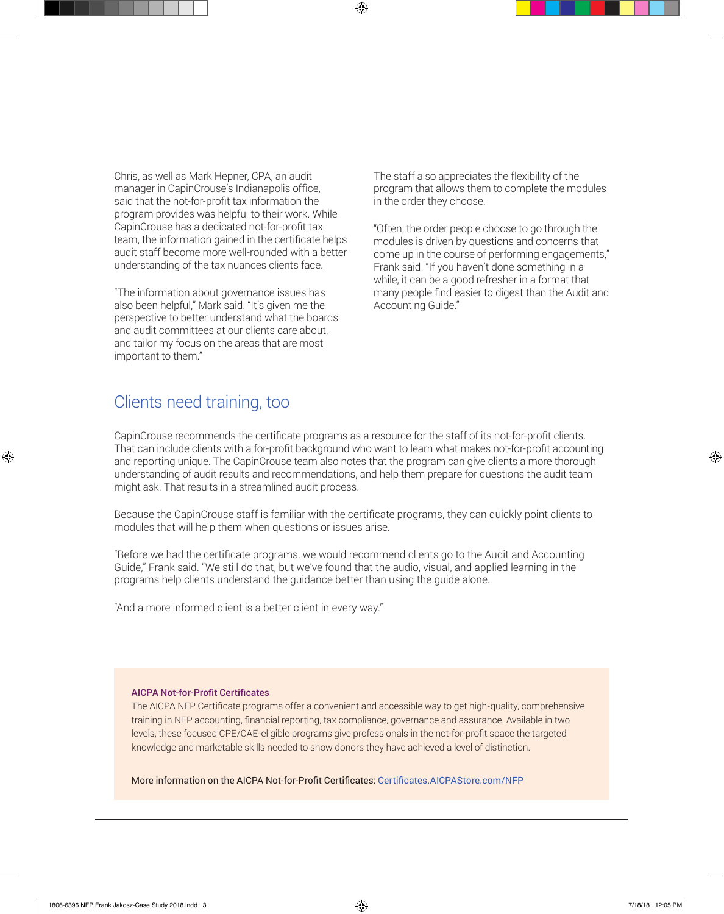Chris, as well as Mark Hepner, CPA, an audit manager in CapinCrouse's Indianapolis office, said that the not-for-profit tax information the program provides was helpful to their work. While CapinCrouse has a dedicated not-for-profit tax team, the information gained in the certificate helps audit staff become more well-rounded with a better understanding of the tax nuances clients face.

"The information about governance issues has also been helpful," Mark said. "It's given me the perspective to better understand what the boards and audit committees at our clients care about, and tailor my focus on the areas that are most important to them."

The staff also appreciates the flexibility of the program that allows them to complete the modules in the order they choose.

"Often, the order people choose to go through the modules is driven by questions and concerns that come up in the course of performing engagements," Frank said. "If you haven't done something in a while, it can be a good refresher in a format that many people find easier to digest than the Audit and Accounting Guide."

## Clients need training, too

CapinCrouse recommends the certificate programs as a resource for the staff of its not-for-profit clients. That can include clients with a for-profit background who want to learn what makes not-for-profit accounting and reporting unique. The CapinCrouse team also notes that the program can give clients a more thorough understanding of audit results and recommendations, and help them prepare for questions the audit team might ask. That results in a streamlined audit process.

Because the CapinCrouse staff is familiar with the certificate programs, they can quickly point clients to modules that will help them when questions or issues arise.

"Before we had the certificate programs, we would recommend clients go to the Audit and Accounting Guide," Frank said. "We still do that, but we've found that the audio, visual, and applied learning in the programs help clients understand the guidance better than using the guide alone.

"And a more informed client is a better client in every way."

**AICPA Not-for-Profit Certificates**

The AICPA NFP Certificate programs offer a convenient and accessible way to get high-quality, comprehensive training in NFP accounting, financial reporting, tax compliance, governance and assurance. Available in two levels, these focused CPE/CAE-eligible programs give professionals in the not-for-profit space the targeted knowledge and marketable skills needed to show donors they have achieved a level of distinction.

More information on the AICPA Not-for-Profit Certificates: Certificates.AICPAStore.com/NFP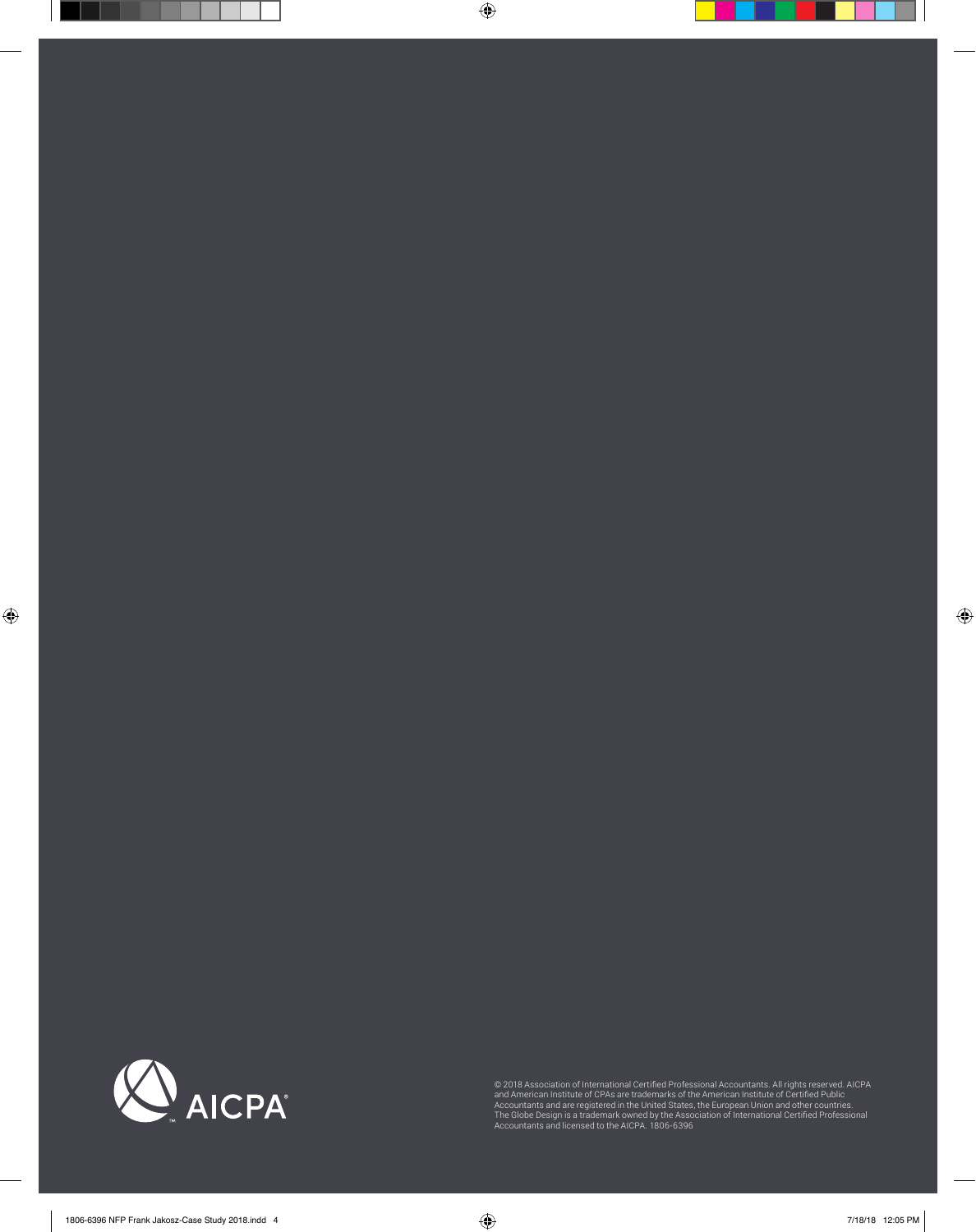AICPA®

© 2018 Association of International Certified Professional Accountants. All rights reserved. AICPA and American Institute of CPAs are trademarks of the American Institute of Certified Public Accountants and are registered in the United States, the European Union and other countries. The Globe Design is a trademark owned by the Association of International Certified Professional Accountants and licensed to the AICPA. 1806-6396